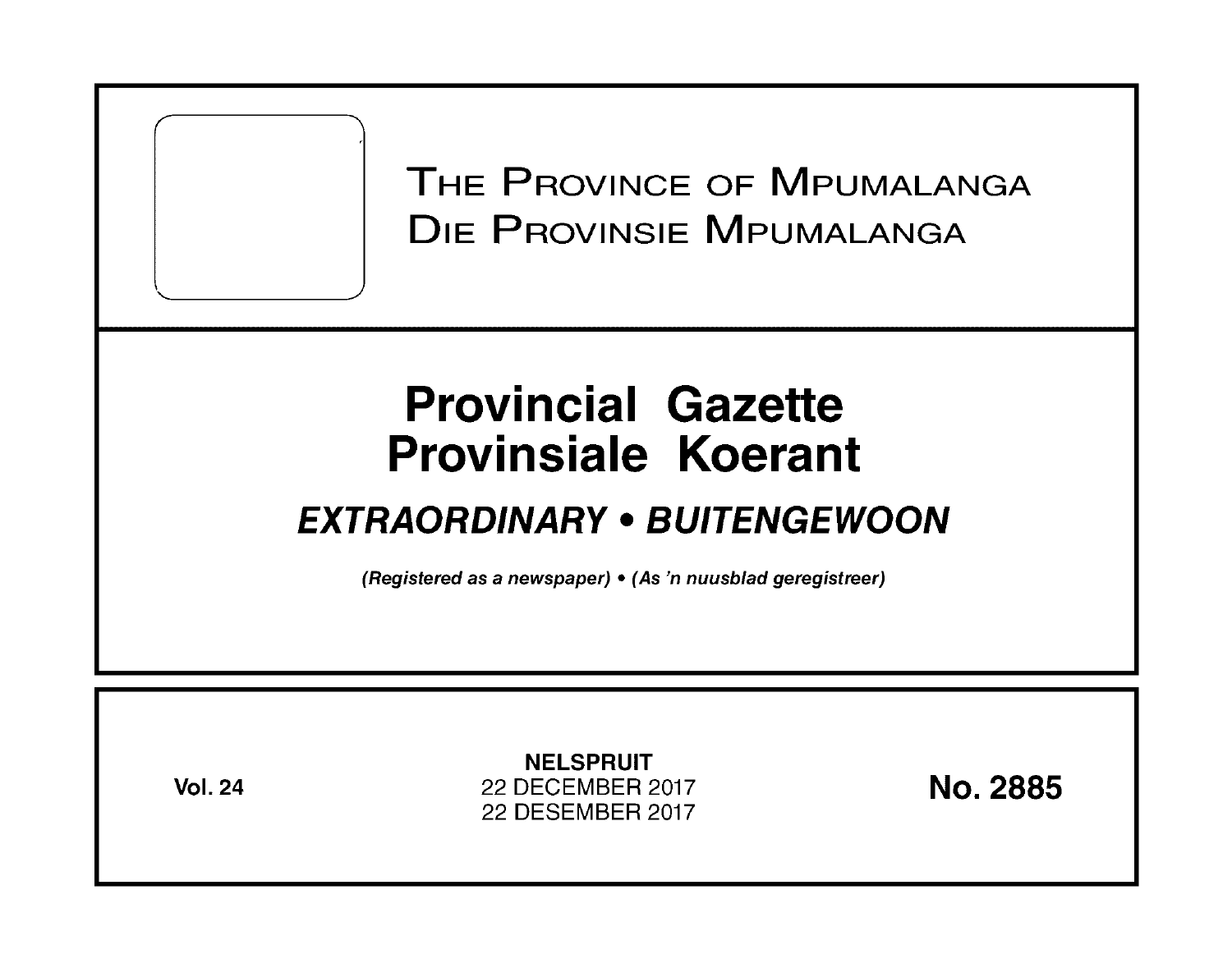# The Province of Mpumalanga
# Die Provinsie Mpumalanga

# Provincial Gazette
# Provinsiale Koerant

## *EXTRAORDINARY • BUITENGEWOON*

*(Registered as a newspaper) • (As 'n nuusblad geregistreer)*

**Vol. 24**

**NELSPRUIT**
22 DECEMBER 2017
22 DESEMBER 2017

**No. 2885**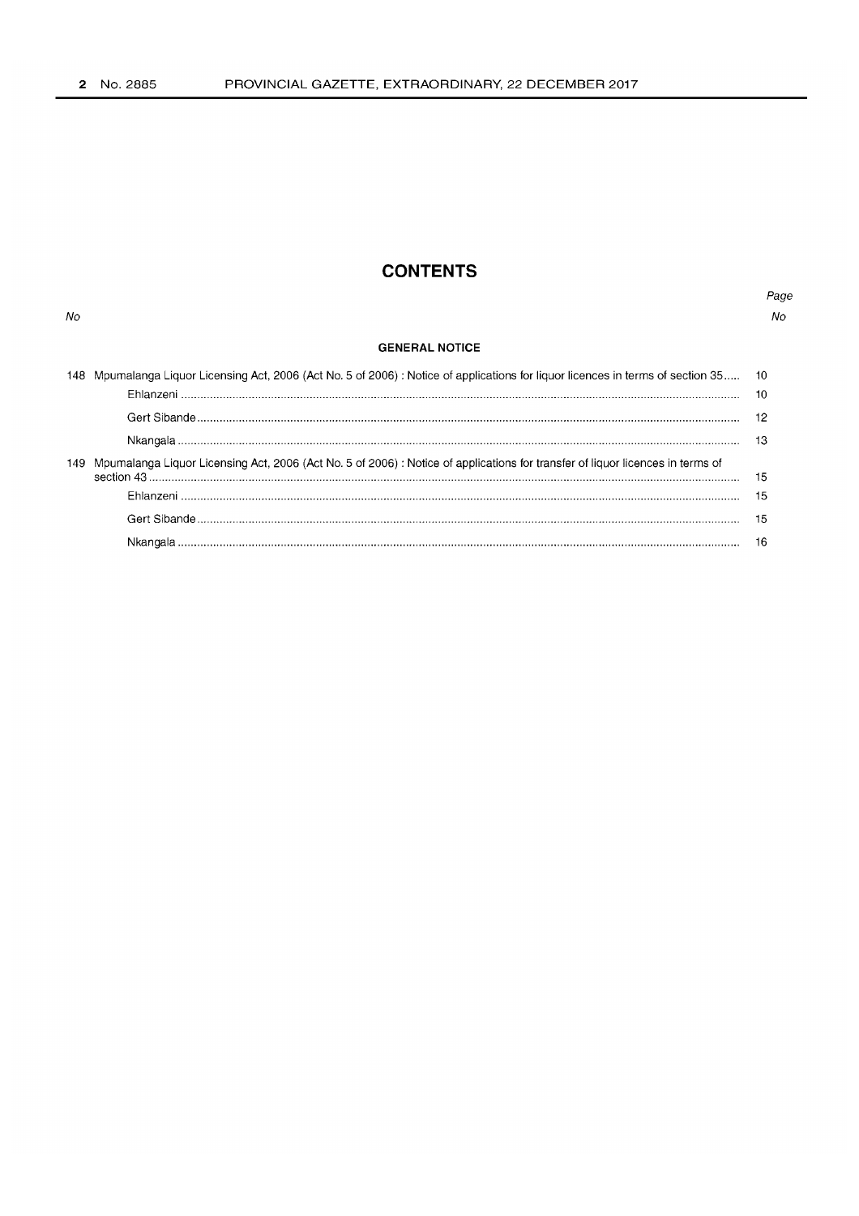# CONTENTS

| No | | Page No |
|---|---|---|
| | **GENERAL NOTICE** | |
| 148 | Mpumalanga Liquor Licensing Act, 2006 (Act No. 5 of 2006) : Notice of applications for liquor licences in terms of section 35 | 10 |
| | Ehlanzeni | 10 |
| | Gert Sibande | 12 |
| | Nkangala | 13 |
| 149 | Mpumalanga Liquor Licensing Act, 2006 (Act No. 5 of 2006) : Notice of applications for transfer of liquor licences in terms of section 43 | 15 |
| | Ehlanzeni | 15 |
| | Gert Sibande | 15 |
| | Nkangala | 16 |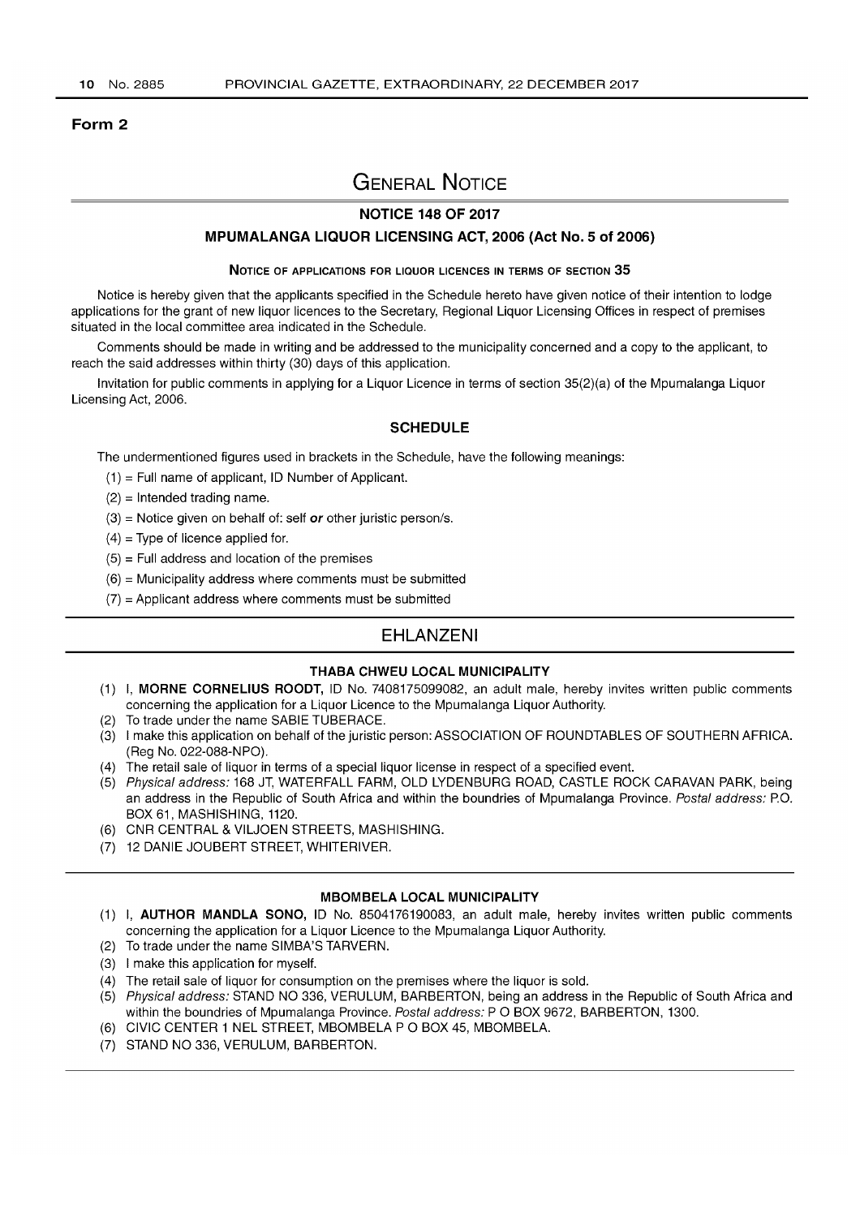**Form 2**

# GENERAL NOTICE

## NOTICE 148 OF 2017

## MPUMALANGA LIQUOR LICENSING ACT, 2006 (Act No. 5 of 2006)

### NOTICE OF APPLICATIONS FOR LIQUOR LICENCES IN TERMS OF SECTION 35

Notice is hereby given that the applicants specified in the Schedule hereto have given notice of their intention to lodge applications for the grant of new liquor licences to the Secretary, Regional Liquor Licensing Offices in respect of premises situated in the local committee area indicated in the Schedule.

Comments should be made in writing and be addressed to the municipality concerned and a copy to the applicant, to reach the said addresses within thirty (30) days of this application.

Invitation for public comments in applying for a Liquor Licence in terms of section 35(2)(a) of the Mpumalanga Liquor Licensing Act, 2006.

### SCHEDULE

The undermentioned figures used in brackets in the Schedule, have the following meanings:

(1) = Full name of applicant, ID Number of Applicant.
(2) = Intended trading name.
(3) = Notice given on behalf of: self ***or*** other juristic person/s.
(4) = Type of licence applied for.
(5) = Full address and location of the premises
(6) = Municipality address where comments must be submitted
(7) = Applicant address where comments must be submitted

## EHLANZENI

### THABA CHWEU LOCAL MUNICIPALITY

(1) I, **MORNE CORNELIUS ROODT,** ID No. 7408175099082, an adult male, hereby invites written public comments concerning the application for a Liquor Licence to the Mpumalanga Liquor Authority.
(2) To trade under the name SABIE TUBERACE.
(3) I make this application on behalf of the juristic person: ASSOCIATION OF ROUNDTABLES OF SOUTHERN AFRICA. (Reg No. 022-088-NPO).
(4) The retail sale of liquor in terms of a special liquor license in respect of a specified event.
(5) *Physical address:* 168 JT, WATERFALL FARM, OLD LYDENBURG ROAD, CASTLE ROCK CARAVAN PARK, being an address in the Republic of South Africa and within the boundries of Mpumalanga Province. *Postal address:* P.O. BOX 61, MASHISHING, 1120.
(6) CNR CENTRAL & VILJOEN STREETS, MASHISHING.
(7) 12 DANIE JOUBERT STREET, WHITERIVER.

### MBOMBELA LOCAL MUNICIPALITY

(1) I, **AUTHOR MANDLA SONO,** ID No. 8504176190083, an adult male, hereby invites written public comments concerning the application for a Liquor Licence to the Mpumalanga Liquor Authority.
(2) To trade under the name SIMBA'S TARVERN.
(3) I make this application for myself.
(4) The retail sale of liquor for consumption on the premises where the liquor is sold.
(5) *Physical address:* STAND NO 336, VERULUM, BARBERTON, being an address in the Republic of South Africa and within the boundries of Mpumalanga Province. *Postal address:* P O BOX 9672, BARBERTON, 1300.
(6) CIVIC CENTER 1 NEL STREET, MBOMBELA P O BOX 45, MBOMBELA.
(7) STAND NO 336, VERULUM, BARBERTON.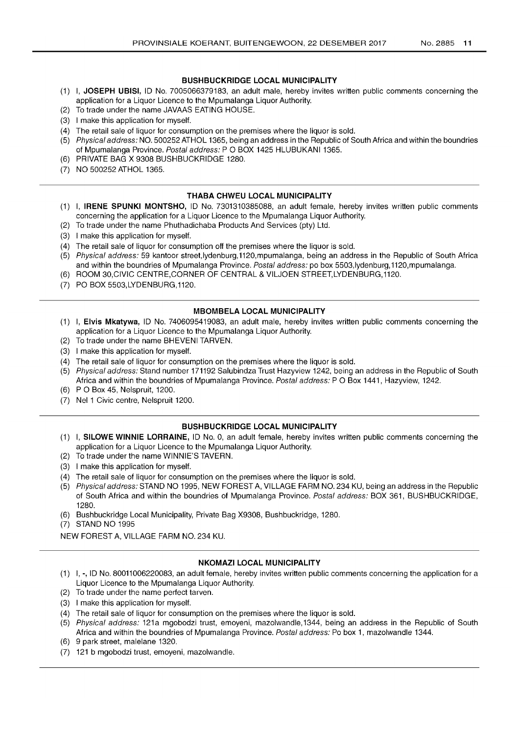### BUSHBUCKRIDGE LOCAL MUNICIPALITY

(1) I, **JOSEPH UBISI**, ID No. 7005066379183, an adult male, hereby invites written public comments concerning the application for a Liquor Licence to the Mpumalanga Liquor Authority.
(2) To trade under the name JAVAAS EATING HOUSE.
(3) I make this application for myself.
(4) The retail sale of liquor for consumption on the premises where the liquor is sold.
(5) *Physical address:* NO. 500252 ATHOL 1365, being an address in the Republic of South Africa and within the boundries of Mpumalanga Province. *Postal address:* P O BOX 1425 HLUBUKANI 1365.
(6) PRIVATE BAG X 9308 BUSHBUCKRIDGE 1280.
(7) NO 500252 ATHOL 1365.

---

### THABA CHWEU LOCAL MUNICIPALITY

(1) I, **IRENE SPUNKI MONTSHO**, ID No. 7301310385088, an adult female, hereby invites written public comments concerning the application for a Liquor Licence to the Mpumalanga Liquor Authority.
(2) To trade under the name Phuthadichaba Products And Services (pty) Ltd.
(3) I make this application for myself.
(4) The retail sale of liquor for consumption off the premises where the liquor is sold.
(5) *Physical address:* 59 kantoor street,lydenburg,1120,mpumalanga, being an address in the Republic of South Africa and within the boundries of Mpumalanga Province. *Postal address:* po box 5503,lydenburg,1120,mpumalanga.
(6) ROOM 30,CIVIC CENTRE,CORNER OF CENTRAL & VILJOEN STREET,LYDENBURG,1120.
(7) PO BOX 5503,LYDENBURG,1120.

---

### MBOMBELA LOCAL MUNICIPALITY

(1) I, **Elvis Mkatywa**, ID No. 7406095419083, an adult male, hereby invites written public comments concerning the application for a Liquor Licence to the Mpumalanga Liquor Authority.
(2) To trade under the name BHEVENI TARVEN.
(3) I make this application for myself.
(4) The retail sale of liquor for consumption on the premises where the liquor is sold.
(5) *Physical address:* Stand number 171192 Salubindza Trust Hazyview 1242, being an address in the Republic of South Africa and within the boundries of Mpumalanga Province. *Postal address:* P O Box 1441, Hazyview, 1242.
(6) P O Box 45, Nelspruit, 1200.
(7) Nel 1 Civic centre, Nelspruit 1200.

---

### BUSHBUCKRIDGE LOCAL MUNICIPALITY

(1) I, **SILOWE WINNIE LORRAINE**, ID No. 0, an adult female, hereby invites written public comments concerning the application for a Liquor Licence to the Mpumalanga Liquor Authority.
(2) To trade under the name WINNIE'S TAVERN.
(3) I make this application for myself.
(4) The retail sale of liquor for consumption on the premises where the liquor is sold.
(5) *Physical address:* STAND NO 1995, NEW FOREST A, VILLAGE FARM NO. 234 KU, being an address in the Republic of South Africa and within the boundries of Mpumalanga Province. *Postal address:* BOX 361, BUSHBUCKRIDGE, 1280.
(6) Bushbuckridge Local Municipality, Private Bag X9308, Bushbuckridge, 1280.
(7) STAND NO 1995

NEW FOREST A, VILLAGE FARM NO. 234 KU.

---

### NKOMAZI LOCAL MUNICIPALITY

(1) I, **-**, ID No. 80011006220083, an adult female, hereby invites written public comments concerning the application for a Liquor Licence to the Mpumalanga Liquor Authority.
(2) To trade under the name perfect tarven.
(3) I make this application for myself.
(4) The retail sale of liquor for consumption on the premises where the liquor is sold.
(5) *Physical address:* 121a mgobodzi trust, emoyeni, mazolwandle,1344, being an address in the Republic of South Africa and within the boundries of Mpumalanga Province. *Postal address:* Po box 1, mazolwandle 1344.
(6) 9 park street, malelane 1320.
(7) 121 b mgobodzi trust, emoyeni, mazolwandle.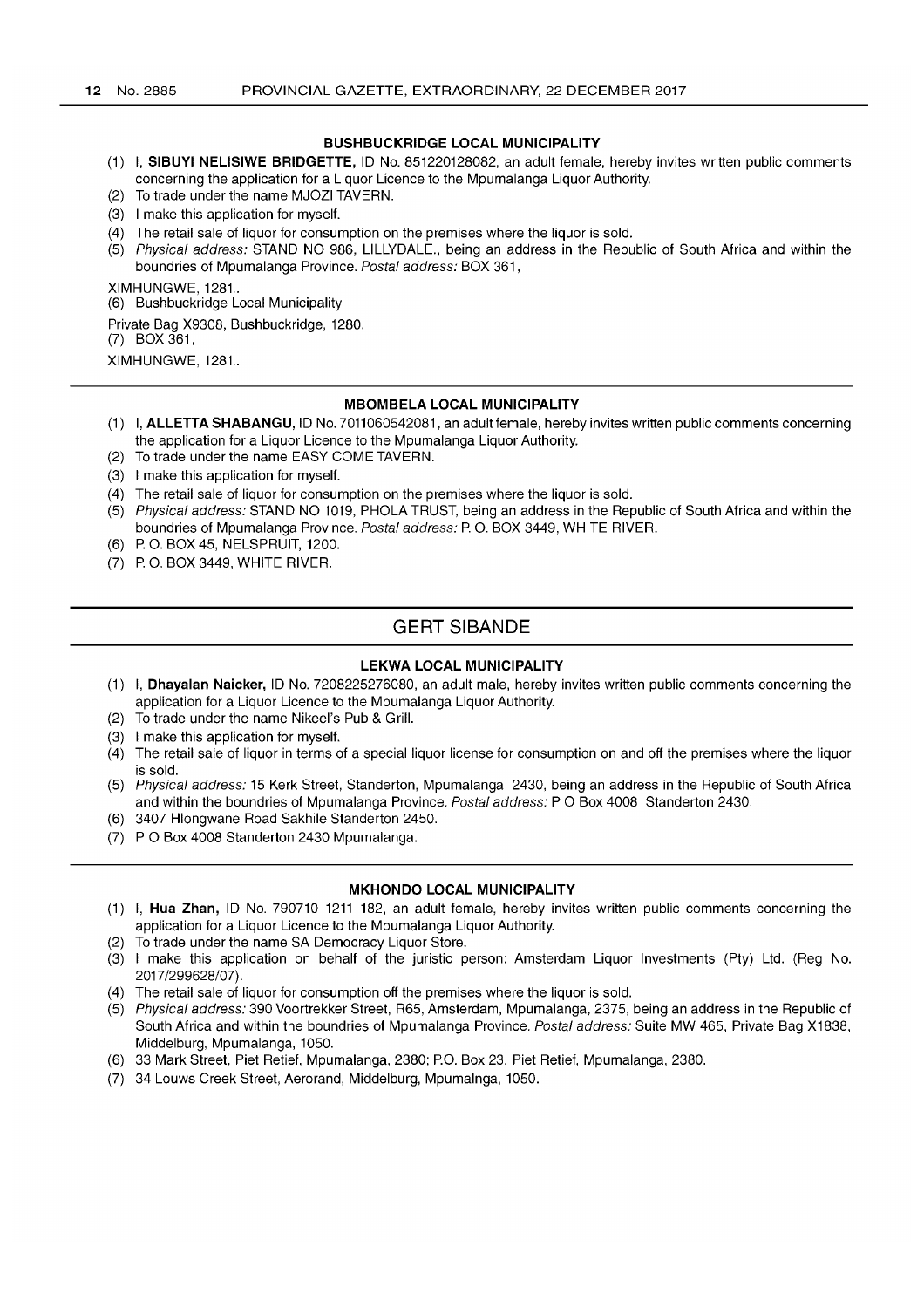### BUSHBUCKRIDGE LOCAL MUNICIPALITY

(1) I, **SIBUYI NELISIWE BRIDGETTE,** ID No. 851220128082, an adult female, hereby invites written public comments concerning the application for a Liquor Licence to the Mpumalanga Liquor Authority.

(2) To trade under the name MJOZI TAVERN.

(3) I make this application for myself.

(4) The retail sale of liquor for consumption on the premises where the liquor is sold.

(5) *Physical address:* STAND NO 986, LILLYDALE., being an address in the Republic of South Africa and within the boundries of Mpumalanga Province. *Postal address:* BOX 361,

XIMHUNGWE, 1281..

(6) Bushbuckridge Local Municipality

Private Bag X9308, Bushbuckridge, 1280.

(7) BOX 361,

XIMHUNGWE, 1281..

---

### MBOMBELA LOCAL MUNICIPALITY

(1) I, **ALLETTA SHABANGU,** ID No. 7011060542081, an adult female, hereby invites written public comments concerning the application for a Liquor Licence to the Mpumalanga Liquor Authority.

(2) To trade under the name EASY COME TAVERN.

(3) I make this application for myself.

(4) The retail sale of liquor for consumption on the premises where the liquor is sold.

(5) *Physical address:* STAND NO 1019, PHOLA TRUST, being an address in the Republic of South Africa and within the boundries of Mpumalanga Province. *Postal address:* P. O. BOX 3449, WHITE RIVER.

(6) P. O. BOX 45, NELSPRUIT, 1200.

(7) P. O. BOX 3449, WHITE RIVER.

---

## GERT SIBANDE

### LEKWA LOCAL MUNICIPALITY

(1) I, **Dhayalan Naicker,** ID No. 7208225276080, an adult male, hereby invites written public comments concerning the application for a Liquor Licence to the Mpumalanga Liquor Authority.

(2) To trade under the name Nikeel's Pub & Grill.

(3) I make this application for myself.

(4) The retail sale of liquor in terms of a special liquor license for consumption on and off the premises where the liquor is sold.

(5) *Physical address:* 15 Kerk Street, Standerton, Mpumalanga 2430, being an address in the Republic of South Africa and within the boundries of Mpumalanga Province. *Postal address:* P O Box 4008 Standerton 2430.

(6) 3407 Hlongwane Road Sakhile Standerton 2450.

(7) P O Box 4008 Standerton 2430 Mpumalanga.

---

### MKHONDO LOCAL MUNICIPALITY

(1) I, **Hua Zhan,** ID No. 790710 1211 182, an adult female, hereby invites written public comments concerning the application for a Liquor Licence to the Mpumalanga Liquor Authority.

(2) To trade under the name SA Democracy Liquor Store.

(3) I make this application on behalf of the juristic person: Amsterdam Liquor Investments (Pty) Ltd. (Reg No. 2017/299628/07).

(4) The retail sale of liquor for consumption off the premises where the liquor is sold.

(5) *Physical address:* 390 Voortrekker Street, R65, Amsterdam, Mpumalanga, 2375, being an address in the Republic of South Africa and within the boundries of Mpumalanga Province. *Postal address:* Suite MW 465, Private Bag X1838, Middelburg, Mpumalanga, 1050.

(6) 33 Mark Street, Piet Retief, Mpumalanga, 2380; P.O. Box 23, Piet Retief, Mpumalanga, 2380.

(7) 34 Louws Creek Street, Aerorand, Middelburg, Mpumalnga, 1050.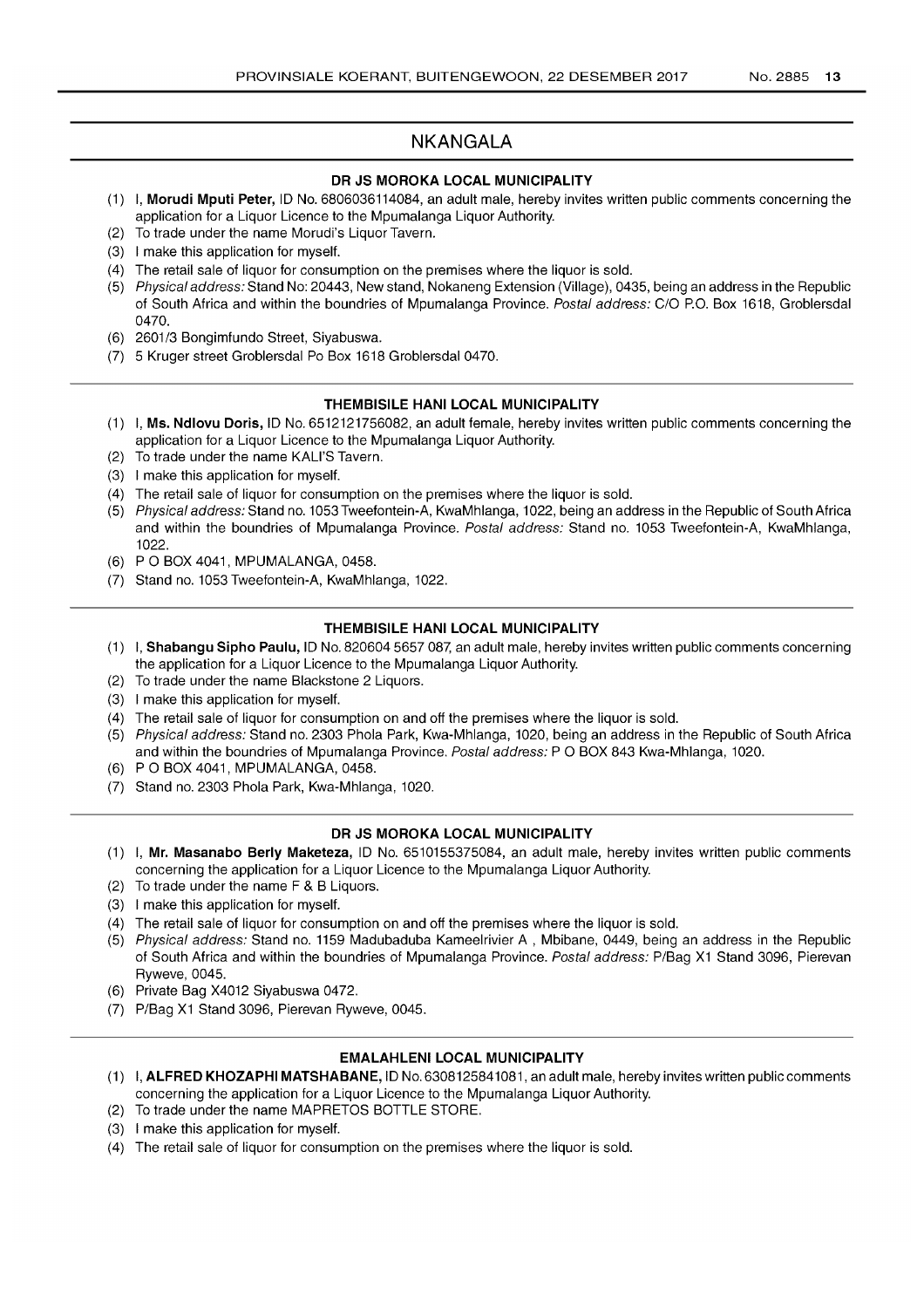## NKANGALA

### DR JS MOROKA LOCAL MUNICIPALITY

(1) I, **Morudi Mputi Peter,** ID No. 6806036114084, an adult male, hereby invites written public comments concerning the application for a Liquor Licence to the Mpumalanga Liquor Authority.
(2) To trade under the name Morudi's Liquor Tavern.
(3) I make this application for myself.
(4) The retail sale of liquor for consumption on the premises where the liquor is sold.
(5) *Physical address:* Stand No: 20443, New stand, Nokaneng Extension (Village), 0435, being an address in the Republic of South Africa and within the boundries of Mpumalanga Province. *Postal address:* C/O P.O. Box 1618, Groblersdal 0470.
(6) 2601/3 Bongimfundo Street, Siyabuswa.
(7) 5 Kruger street Groblersdal Po Box 1618 Groblersdal 0470.

### THEMBISILE HANI LOCAL MUNICIPALITY

(1) I, **Ms. Ndlovu Doris,** ID No. 6512121756082, an adult female, hereby invites written public comments concerning the application for a Liquor Licence to the Mpumalanga Liquor Authority.
(2) To trade under the name KALI'S Tavern.
(3) I make this application for myself.
(4) The retail sale of liquor for consumption on the premises where the liquor is sold.
(5) *Physical address:* Stand no. 1053 Tweefontein-A, KwaMhlanga, 1022, being an address in the Republic of South Africa and within the boundries of Mpumalanga Province. *Postal address:* Stand no. 1053 Tweefontein-A, KwaMhlanga, 1022.
(6) P O BOX 4041, MPUMALANGA, 0458.
(7) Stand no. 1053 Tweefontein-A, KwaMhlanga, 1022.

### THEMBISILE HANI LOCAL MUNICIPALITY

(1) I, **Shabangu Sipho Paulu,** ID No. 820604 5657 087, an adult male, hereby invites written public comments concerning the application for a Liquor Licence to the Mpumalanga Liquor Authority.
(2) To trade under the name Blackstone 2 Liquors.
(3) I make this application for myself.
(4) The retail sale of liquor for consumption on and off the premises where the liquor is sold.
(5) *Physical address:* Stand no. 2303 Phola Park, Kwa-Mhlanga, 1020, being an address in the Republic of South Africa and within the boundries of Mpumalanga Province. *Postal address:* P O BOX 843 Kwa-Mhlanga, 1020.
(6) P O BOX 4041, MPUMALANGA, 0458.
(7) Stand no. 2303 Phola Park, Kwa-Mhlanga, 1020.

### DR JS MOROKA LOCAL MUNICIPALITY

(1) I, **Mr. Masanabo Berly Maketeza,** ID No. 6510155375084, an adult male, hereby invites written public comments concerning the application for a Liquor Licence to the Mpumalanga Liquor Authority.
(2) To trade under the name F & B Liquors.
(3) I make this application for myself.
(4) The retail sale of liquor for consumption on and off the premises where the liquor is sold.
(5) *Physical address:* Stand no. 1159 Madubaduba Kameelrivier A , Mbibane, 0449, being an address in the Republic of South Africa and within the boundries of Mpumalanga Province. *Postal address:* P/Bag X1 Stand 3096, Pierevan Ryweve, 0045.
(6) Private Bag X4012 Siyabuswa 0472.
(7) P/Bag X1 Stand 3096, Pierevan Ryweve, 0045.

### EMALAHLENI LOCAL MUNICIPALITY

(1) I, **ALFRED KHOZAPHI MATSHABANE,** ID No. 6308125841081, an adult male, hereby invites written public comments concerning the application for a Liquor Licence to the Mpumalanga Liquor Authority.
(2) To trade under the name MAPRETOS BOTTLE STORE.
(3) I make this application for myself.
(4) The retail sale of liquor for consumption on the premises where the liquor is sold.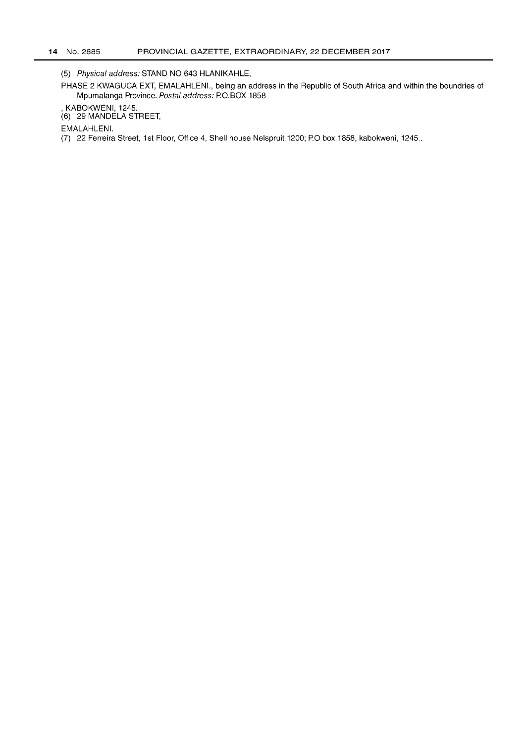(5) *Physical address:* STAND NO 643 HLANIKAHLE,

PHASE 2 KWAGUCA EXT, EMALAHLENI., being an address in the Republic of South Africa and within the boundries of Mpumalanga Province. *Postal address:* P.O.BOX 1858

, KABOKWENI, 1245..

(6) 29 MANDELA STREET,

EMALAHLENI.

(7) 22 Ferreira Street, 1st Floor, Office 4, Shell house Nelspruit 1200; P.O box 1858, kabokweni, 1245..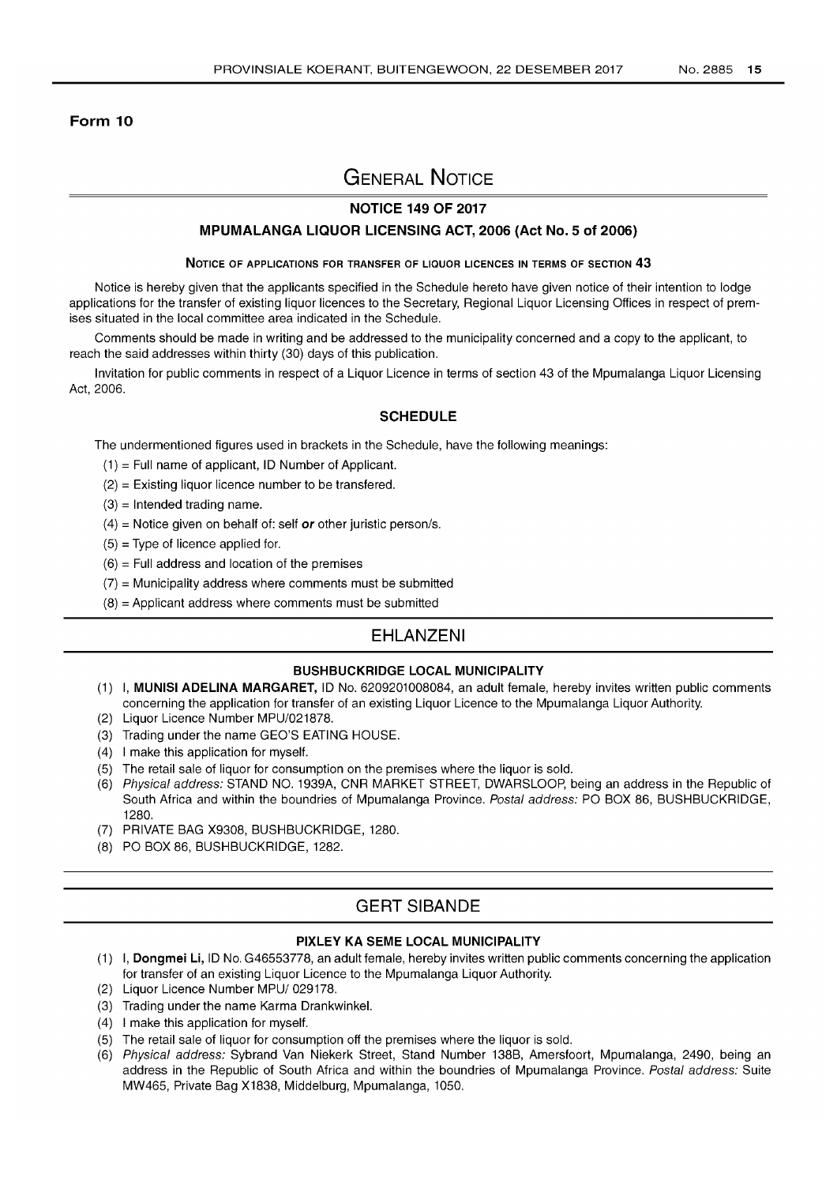**Form 10**

# General Notice

## NOTICE 149 OF 2017

## MPUMALANGA LIQUOR LICENSING ACT, 2006 (Act No. 5 of 2006)

### NOTICE OF APPLICATIONS FOR TRANSFER OF LIQUOR LICENCES IN TERMS OF SECTION 43

Notice is hereby given that the applicants specified in the Schedule hereto have given notice of their intention to lodge applications for the transfer of existing liquor licences to the Secretary, Regional Liquor Licensing Offices in respect of premises situated in the local committee area indicated in the Schedule.

Comments should be made in writing and be addressed to the municipality concerned and a copy to the applicant, to reach the said addresses within thirty (30) days of this publication.

Invitation for public comments in respect of a Liquor Licence in terms of section 43 of the Mpumalanga Liquor Licensing Act, 2006.

### SCHEDULE

The undermentioned figures used in brackets in the Schedule, have the following meanings:

(1) = Full name of applicant, ID Number of Applicant.
(2) = Existing liquor licence number to be transfered.
(3) = Intended trading name.
(4) = Notice given on behalf of: self ***or*** other juristic person/s.
(5) = Type of licence applied for.
(6) = Full address and location of the premises
(7) = Municipality address where comments must be submitted
(8) = Applicant address where comments must be submitted

## EHLANZENI

### BUSHBUCKRIDGE LOCAL MUNICIPALITY

(1) I, **MUNISI ADELINA MARGARET,** ID No. 6209201008084, an adult female, hereby invites written public comments concerning the application for transfer of an existing Liquor Licence to the Mpumalanga Liquor Authority.
(2) Liquor Licence Number MPU/021878.
(3) Trading under the name GEO'S EATING HOUSE.
(4) I make this application for myself.
(5) The retail sale of liquor for consumption on the premises where the liquor is sold.
(6) *Physical address:* STAND NO. 1939A, CNR MARKET STREET, DWARSLOOP, being an address in the Republic of South Africa and within the boundries of Mpumalanga Province. *Postal address:* PO BOX 86, BUSHBUCKRIDGE, 1280.
(7) PRIVATE BAG X9308, BUSHBUCKRIDGE, 1280.
(8) PO BOX 86, BUSHBUCKRIDGE, 1282.

## GERT SIBANDE

### PIXLEY KA SEME LOCAL MUNICIPALITY

(1) I, **Dongmei Li,** ID No. G46553778, an adult female, hereby invites written public comments concerning the application for transfer of an existing Liquor Licence to the Mpumalanga Liquor Authority.
(2) Liquor Licence Number MPU/ 029178.
(3) Trading under the name Karma Drankwinkel.
(4) I make this application for myself.
(5) The retail sale of liquor for consumption off the premises where the liquor is sold.
(6) *Physical address:* Sybrand Van Niekerk Street, Stand Number 138B, Amersfoort, Mpumalanga, 2490, being an address in the Republic of South Africa and within the boundries of Mpumalanga Province. *Postal address:* Suite MW465, Private Bag X1838, Middelburg, Mpumalanga, 1050.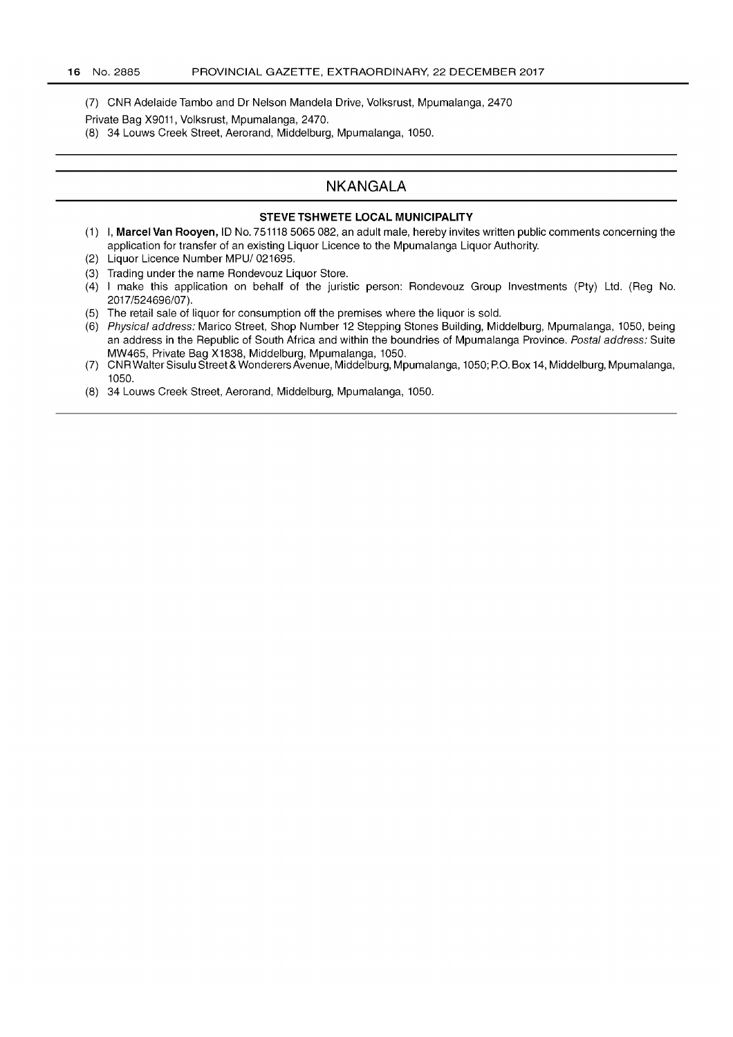(7) CNR Adelaide Tambo and Dr Nelson Mandela Drive, Volksrust, Mpumalanga, 2470

Private Bag X9011, Volksrust, Mpumalanga, 2470.

(8) 34 Louws Creek Street, Aerorand, Middelburg, Mpumalanga, 1050.

---

## NKANGALA

### STEVE TSHWETE LOCAL MUNICIPALITY

(1) I, **Marcel Van Rooyen,** ID No. 751118 5065 082, an adult male, hereby invites written public comments concerning the application for transfer of an existing Liquor Licence to the Mpumalanga Liquor Authority.

(2) Liquor Licence Number MPU/ 021695.

(3) Trading under the name Rondevouz Liquor Store.

(4) I make this application on behalf of the juristic person: Rondevouz Group Investments (Pty) Ltd. (Reg No. 2017/524696/07).

(5) The retail sale of liquor for consumption off the premises where the liquor is sold.

(6) *Physical address:* Marico Street, Shop Number 12 Stepping Stones Building, Middelburg, Mpumalanga, 1050, being an address in the Republic of South Africa and within the boundries of Mpumalanga Province. *Postal address:* Suite MW465, Private Bag X1838, Middelburg, Mpumalanga, 1050.

(7) CNR Walter Sisulu Street & Wonderers Avenue, Middelburg, Mpumalanga, 1050; P.O. Box 14, Middelburg, Mpumalanga, 1050.

(8) 34 Louws Creek Street, Aerorand, Middelburg, Mpumalanga, 1050.